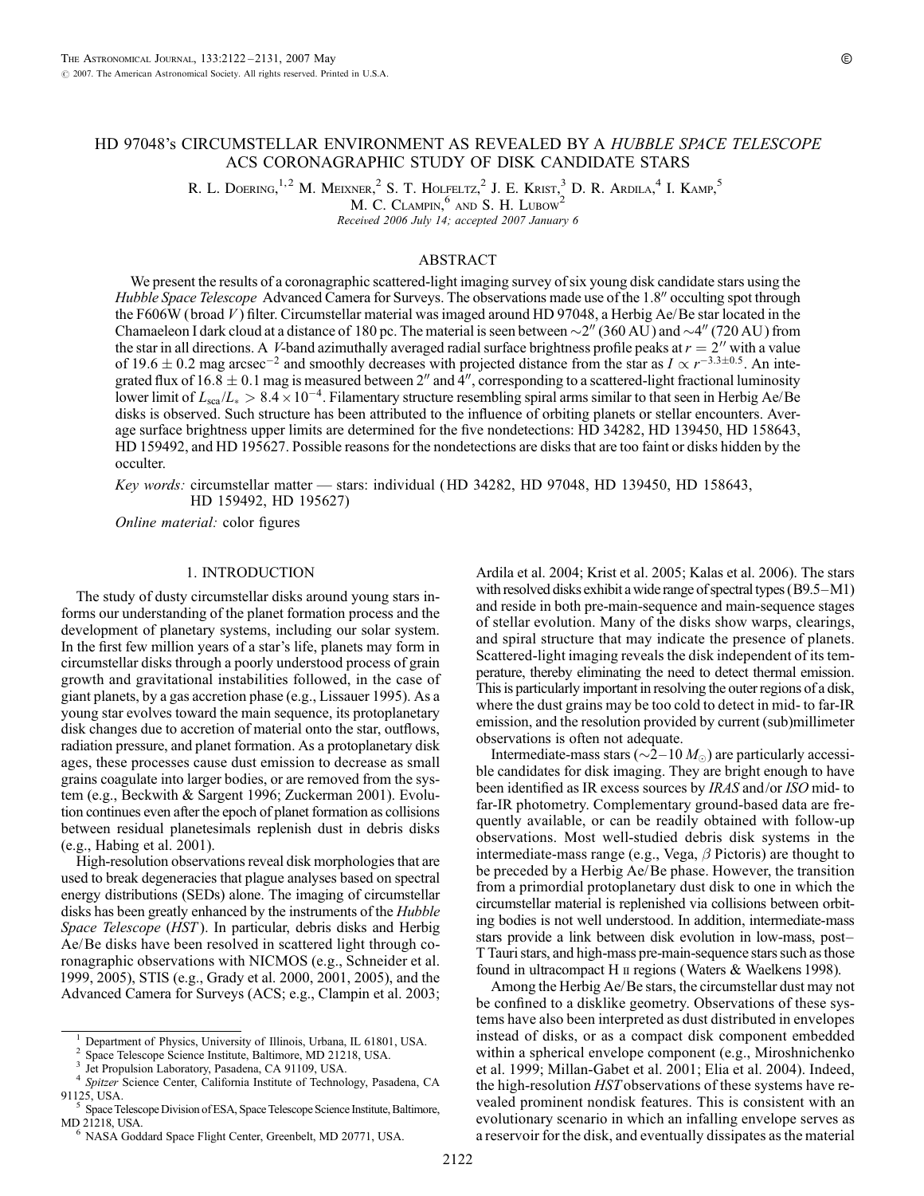# HD 97048's CIRCUMSTELLAR ENVIRONMENT AS REVEALED BY A *HUBBLE SPACE TELESCOPE* ACS CORONAGRAPHIC STUDY OF DISK CANDIDATE STARS

R. L. Doering,[1,2] M. Meixner,[2] S. T. Holfeltz,[2] J. E. Krist,[3] D. R. Ardila,[4] I. Kamp,[5] M. C. Clampin,[6] and S. H. Lubow[2]

*Received 2006 July 14; accepted 2007 January 6*

## ABSTRACT

We present the results of a coronagraphic scattered-light imaging survey of six young disk candidate stars using the *Hubble Space Telescope* Advanced Camera for Surveys. The observations made use of the 1.8″ occulting spot through the F606W (broad *V*) filter. Circumstellar material was imaged around HD 97048, a Herbig Ae/Be star located in the Chamaeleon I dark cloud at a distance of 180 pc. The material is seen between ~2″ (360 AU) and ~4″ (720 AU) from the star in all directions. A *V*-band azimuthally averaged radial surface brightness profile peaks at $r = 2''$ with a value of $19.6 \pm 0.2$ mag arcsec$^{-2}$ and smoothly decreases with projected distance from the star as $I \propto r^{-3.3 \pm 0.5}$. An integrated flux of $16.8 \pm 0.1$ mag is measured between 2″ and 4″, corresponding to a scattered-light fractional luminosity lower limit of $L_{\rm sca}/L_* > 8.4 \times 10^{-4}$. Filamentary structure resembling spiral arms similar to that seen in Herbig Ae/Be disks is observed. Such structure has been attributed to the influence of orbiting planets or stellar encounters. Average surface brightness upper limits are determined for the five nondetections: HD 34282, HD 139450, HD 158643, HD 159492, and HD 195627. Possible reasons for the nondetections are disks that are too faint or disks hidden by the occulter.

*Key words:* circumstellar matter — stars: individual (HD 34282, HD 97048, HD 139450, HD 158643, HD 159492, HD 195627)

*Online material:* color figures

## 1. INTRODUCTION

The study of dusty circumstellar disks around young stars informs our understanding of the planet formation process and the development of planetary systems, including our solar system. In the first few million years of a star's life, planets may form in circumstellar disks through a poorly understood process of grain growth and gravitational instabilities followed, in the case of giant planets, by a gas accretion phase (e.g., Lissauer 1995). As a young star evolves toward the main sequence, its protoplanetary disk changes due to accretion of material onto the star, outflows, radiation pressure, and planet formation. As a protoplanetary disk ages, these processes cause dust emission to decrease as small grains coagulate into larger bodies, or are removed from the system (e.g., Beckwith & Sargent 1996; Zuckerman 2001). Evolution continues even after the epoch of planet formation as collisions between residual planetesimals replenish dust in debris disks (e.g., Habing et al. 2001).

High-resolution observations reveal disk morphologies that are used to break degeneracies that plague analyses based on spectral energy distributions (SEDs) alone. The imaging of circumstellar disks has been greatly enhanced by the instruments of the *Hubble Space Telescope* (*HST*). In particular, debris disks and Herbig Ae/Be disks have been resolved in scattered light through coronagraphic observations with NICMOS (e.g., Schneider et al. 1999, 2005), STIS (e.g., Grady et al. 2000, 2001, 2005), and the Advanced Camera for Surveys (ACS; e.g., Clampin et al. 2003; Ardila et al. 2004; Krist et al. 2005; Kalas et al. 2006). The stars with resolved disks exhibit a wide range of spectral types (B9.5–M1) and reside in both pre-main-sequence and main-sequence stages of stellar evolution. Many of the disks show warps, clearings, and spiral structure that may indicate the presence of planets. Scattered-light imaging reveals the disk independent of its temperature, thereby eliminating the need to detect thermal emission. This is particularly important in resolving the outer regions of a disk, where the dust grains may be too cold to detect in mid- to far-IR emission, and the resolution provided by current (sub)millimeter observations is often not adequate.

Intermediate-mass stars (~2–10 $M_\odot$) are particularly accessible candidates for disk imaging. They are bright enough to have been identified as IR excess sources by *IRAS* and/or *ISO* mid- to far-IR photometry. Complementary ground-based data are frequently available, or can be readily obtained with follow-up observations. Most well-studied debris disk systems in the intermediate-mass range (e.g., Vega, $\beta$ Pictoris) are thought to be preceded by a Herbig Ae/Be phase. However, the transition from a primordial protoplanetary dust disk to one in which the circumstellar material is replenished via collisions between orbiting bodies is not well understood. In addition, intermediate-mass stars provide a link between disk evolution in low-mass, post–T Tauri stars, and high-mass pre-main-sequence stars such as those found in ultracompact H II regions (Waters & Waelkens 1998).

Among the Herbig Ae/Be stars, the circumstellar dust may not be confined to a disklike geometry. Observations of these systems have also been interpreted as dust distributed in envelopes instead of disks, or as a compact disk component embedded within a spherical envelope component (e.g., Miroshnichenko et al. 1999; Millan-Gabet et al. 2001; Elia et al. 2004). Indeed, the high-resolution *HST* observations of these systems have revealed prominent nondisk features. This is consistent with an evolutionary scenario in which an infalling envelope serves as a reservoir for the disk, and eventually dissipates as the material

[1] Department of Physics, University of Illinois, Urbana, IL 61801, USA.
[2] Space Telescope Science Institute, Baltimore, MD 21218, USA.
[3] Jet Propulsion Laboratory, Pasadena, CA 91109, USA.
[4] *Spitzer* Science Center, California Institute of Technology, Pasadena, CA 91125, USA.
[5] Space Telescope Division of ESA, Space Telescope Science Institute, Baltimore, MD 21218, USA.
[6] NASA Goddard Space Flight Center, Greenbelt, MD 20771, USA.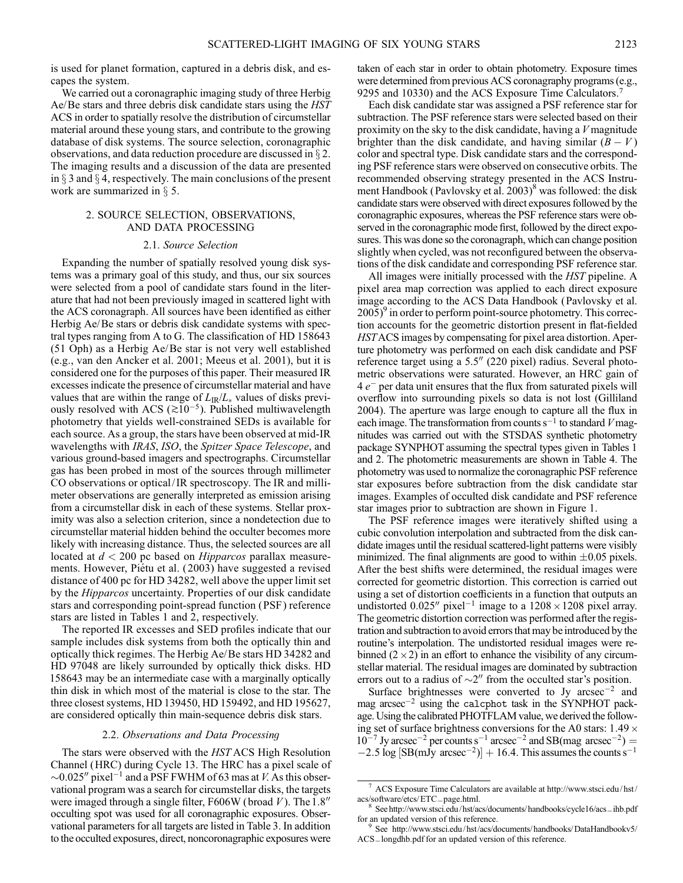is used for planet formation, captured in a debris disk, and escapes the system.

We carried out a coronagraphic imaging study of three Herbig Ae/Be stars and three debris disk candidate stars using the *HST* ACS in order to spatially resolve the distribution of circumstellar material around these young stars, and contribute to the growing database of disk systems. The source selection, coronagraphic observations, and data reduction procedure are discussed in § 2. The imaging results and a discussion of the data are presented in § 3 and § 4, respectively. The main conclusions of the present work are summarized in § 5.

## 2. SOURCE SELECTION, OBSERVATIONS, AND DATA PROCESSING

### 2.1. *Source Selection*

Expanding the number of spatially resolved young disk systems was a primary goal of this study, and thus, our six sources were selected from a pool of candidate stars found in the literature that had not been previously imaged in scattered light with the ACS coronagraph. All sources have been identified as either Herbig Ae/Be stars or debris disk candidate systems with spectral types ranging from A to G. The classification of HD 158643 (51 Oph) as a Herbig Ae/Be star is not very well established (e.g., van den Ancker et al. 2001; Meeus et al. 2001), but it is considered one for the purposes of this paper. Their measured IR excesses indicate the presence of circumstellar material and have values that are within the range of $L_{IR}/L_*$ values of disks previously resolved with ACS ($\gtrsim 10^{-5}$). Published multiwavelength photometry that yields well-constrained SEDs is available for each source. As a group, the stars have been observed at mid-IR wavelengths with *IRAS*, *ISO*, the *Spitzer Space Telescope*, and various ground-based imagers and spectrographs. Circumstellar gas has been probed in most of the sources through millimeter CO observations or optical/IR spectroscopy. The IR and millimeter observations are generally interpreted as emission arising from a circumstellar disk in each of these systems. Stellar proximity was also a selection criterion, since a nondetection due to circumstellar material hidden behind the occulter becomes more likely with increasing distance. Thus, the selected sources are all located at $d < 200$ pc based on *Hipparcos* parallax measurements. However, Piétu et al. (2003) have suggested a revised distance of 400 pc for HD 34282, well above the upper limit set by the *Hipparcos* uncertainty. Properties of our disk candidate stars and corresponding point-spread function (PSF) reference stars are listed in Tables 1 and 2, respectively.

The reported IR excesses and SED profiles indicate that our sample includes disk systems from both the optically thin and optically thick regimes. The Herbig Ae/Be stars HD 34282 and HD 97048 are likely surrounded by optically thick disks. HD 158643 may be an intermediate case with a marginally optically thin disk in which most of the material is close to the star. The three closest systems, HD 139450, HD 159492, and HD 195627, are considered optically thin main-sequence debris disk stars.

### 2.2. *Observations and Data Processing*

The stars were observed with the *HST* ACS High Resolution Channel (HRC) during Cycle 13. The HRC has a pixel scale of $\sim 0.025''$ pixel$^{-1}$ and a PSF FWHM of 63 mas at *V*. As this observational program was a search for circumstellar disks, the targets were imaged through a single filter, F606W (broad *V*). The $1.8''$ occulting spot was used for all coronagraphic exposures. Observational parameters for all targets are listed in Table 3. In addition to the occulted exposures, direct, noncoronagraphic exposures were taken of each star in order to obtain photometry. Exposure times were determined from previous ACS coronagraphy programs (e.g., 9295 and 10330) and the ACS Exposure Time Calculators.[7]

Each disk candidate star was assigned a PSF reference star for subtraction. The PSF reference stars were selected based on their proximity on the sky to the disk candidate, having a *V* magnitude brighter than the disk candidate, and having similar $(B - V)$ color and spectral type. Disk candidate stars and the corresponding PSF reference stars were observed on consecutive orbits. The recommended observing strategy presented in the ACS Instrument Handbook (Pavlovsky et al. 2003)[8] was followed: the disk candidate stars were observed with direct exposures followed by the coronagraphic exposures, whereas the PSF reference stars were observed in the coronagraphic mode first, followed by the direct exposures. This was done so the coronagraph, which can change position slightly when cycled, was not reconfigured between the observations of the disk candidate and corresponding PSF reference star.

All images were initially processed with the *HST* pipeline. A pixel area map correction was applied to each direct exposure image according to the ACS Data Handbook (Pavlovsky et al. 2005)[9] in order to perform point-source photometry. This correction accounts for the geometric distortion present in flat-fielded *HST* ACS images by compensating for pixel area distortion. Aperture photometry was performed on each disk candidate and PSF reference target using a $5.5''$ (220 pixel) radius. Several photometric observations were saturated. However, an HRC gain of 4 $e^-$ per data unit ensures that the flux from saturated pixels will overflow into surrounding pixels so data is not lost (Gilliland 2004). The aperture was large enough to capture all the flux in each image. The transformation from counts s$^{-1}$ to standard *V* magnitudes was carried out with the STSDAS synthetic photometry package SYNPHOT assuming the spectral types given in Tables 1 and 2. The photometric measurements are shown in Table 4. The photometry was used to normalize the coronagraphic PSF reference star exposures before subtraction from the disk candidate star images. Examples of occulted disk candidate and PSF reference star images prior to subtraction are shown in Figure 1.

The PSF reference images were iteratively shifted using a cubic convolution interpolation and subtracted from the disk candidate images until the residual scattered-light patterns were visibly minimized. The final alignments are good to within $\pm 0.05$ pixels. After the best shifts were determined, the residual images were corrected for geometric distortion. This correction is carried out using a set of distortion coefficients in a function that outputs an undistorted $0.025''$ pixel$^{-1}$ image to a $1208 \times 1208$ pixel array. The geometric distortion correction was performed after the registration and subtraction to avoid errors that may be introduced by the routine's interpolation. The undistorted residual images were rebinned $(2 \times 2)$ in an effort to enhance the visibility of any circumstellar material. The residual images are dominated by subtraction errors out to a radius of $\sim 2''$ from the occulted star's position.

Surface brightnesses were converted to Jy arcsec$^{-2}$ and mag arcsec$^{-2}$ using the `calcphot` task in the SYNPHOT package. Using the calibrated PHOTFLAM value, we derived the following set of surface brightness conversions for the A0 stars: $1.49 \times 10^{-7}$ Jy arcsec$^{-2}$ per counts s$^{-1}$ arcsec$^{-2}$ and $\mathrm{SB}(\mathrm{mag\ arcsec}^{-2}) = -2.5 \log\,[\mathrm{SB}(\mathrm{mJy\ arcsec}^{-2})] + 16.4$. This assumes the counts s$^{-1}$

---

[7] ACS Exposure Time Calculators are available at http://www.stsci.edu/hst/acs/software/etcs/ETC_page.html.

[8] See http://www.stsci.edu/hst/acs/documents/handbooks/cycle16/acs_ihb.pdf for an updated version of this reference.

[9] See http://www.stsci.edu/hst/acs/documents/handbooks/DataHandbookv5/ACS_longdhb.pdf for an updated version of this reference.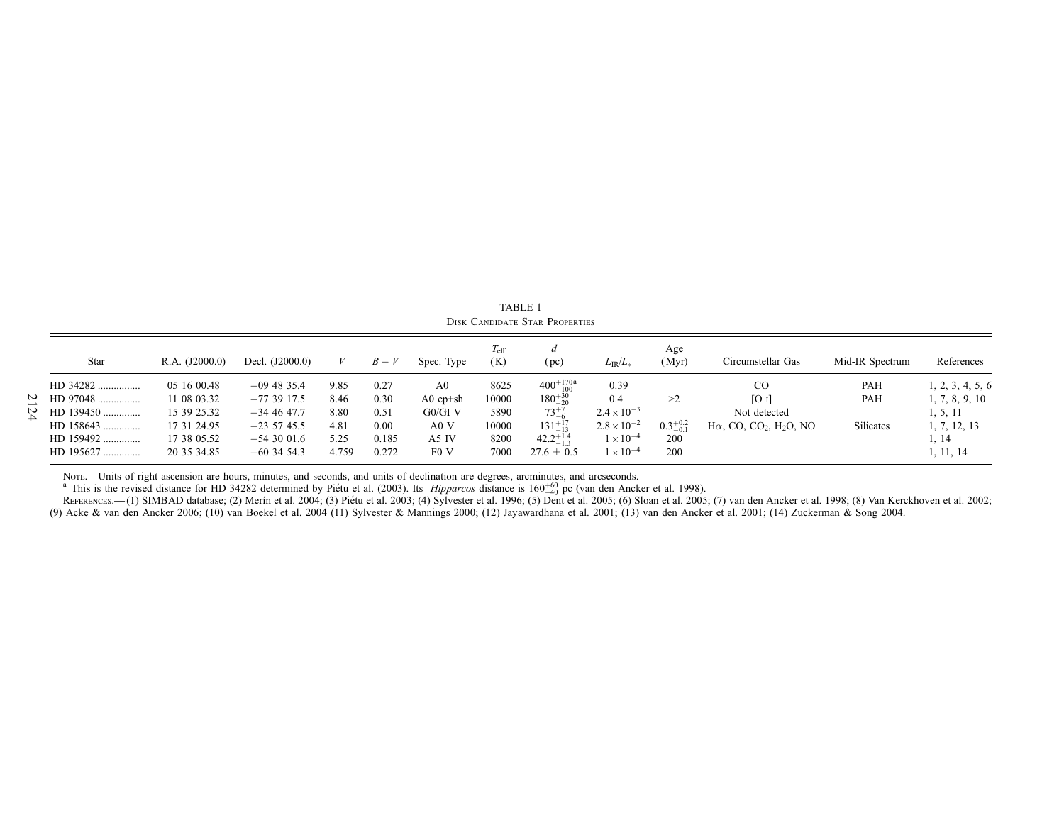TABLE 1

Disk Candidate Star Properties

| Star | R.A. (J2000.0) | Decl. (J2000.0) | $V$ | $B-V$ | Spec. Type | $T_{eff}$ (K) | $d$ (pc) | $L_{IR}/L_*$ | Age (Myr) | Circumstellar Gas | Mid-IR Spectrum | References |
|---|---|---|---|---|---|---|---|---|---|---|---|---|
| HD 34282 | 05 16 00.48 | −09 48 35.4 | 9.85 | 0.27 | A0 | 8625 | $400^{+170a}_{-100}$ | 0.39 | | CO | PAH | 1, 2, 3, 4, 5, 6 |
| HD 97048 | 11 08 03.32 | −77 39 17.5 | 8.46 | 0.30 | A0 ep+sh | 10000 | $180^{+30}_{-20}$ | 0.4 | >2 | [O I] | PAH | 1, 7, 8, 9, 10 |
| HD 139450 | 15 39 25.32 | −34 46 47.7 | 8.80 | 0.51 | G0/GI V | 5890 | $73^{+7}_{-6}$ | $2.4 \times 10^{-3}$ | | Not detected | | 1, 5, 11 |
| HD 158643 | 17 31 24.95 | −23 57 45.5 | 4.81 | 0.00 | A0 V | 10000 | $131^{+17}_{-13}$ | $2.8 \times 10^{-2}$ | $0.3^{+0.2}_{-0.1}$ | Hα, CO, $CO_2$, $H_2O$, NO | Silicates | 1, 7, 12, 13 |
| HD 159492 | 17 38 05.52 | −54 30 01.6 | 5.25 | 0.185 | A5 IV | 8200 | $42.2^{+1.4}_{-1.3}$ | $1 \times 10^{-4}$ | 200 | | | 1, 14 |
| HD 195627 | 20 35 34.85 | −60 34 54.3 | 4.759 | 0.272 | F0 V | 7000 | $27.6 \pm 0.5$ | $1 \times 10^{-4}$ | 200 | | | 1, 11, 14 |

Note.—Units of right ascension are hours, minutes, and seconds, and units of declination are degrees, arcminutes, and arcseconds.

[a] This is the revised distance for HD 34282 determined by Piétu et al. (2003). Its *Hipparcos* distance is $160^{+60}_{-40}$ pc (van den Ancker et al. 1998).

References.—(1) SIMBAD database; (2) Merín et al. 2004; (3) Piétu et al. 2003; (4) Sylvester et al. 1996; (5) Dent et al. 2005; (6) Sloan et al. 2005; (7) van den Ancker et al. 1998; (8) Van Kerckhoven et al. 2002; (9) Acke & van den Ancker 2006; (10) van Boekel et al. 2004 (11) Sylvester & Mannings 2000; (12) Jayawardhana et al. 2001; (13) van den Ancker et al. 2001; (14) Zuckerman & Song 2004.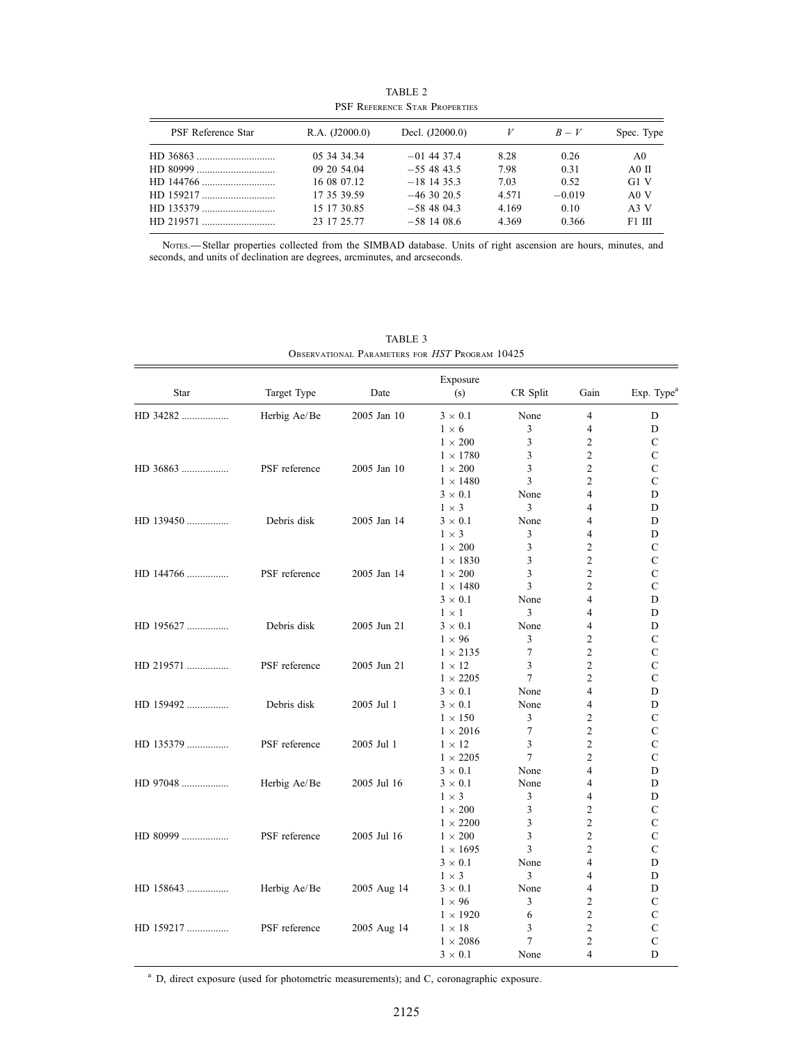TABLE 2

PSF Reference Star Properties

| PSF Reference Star | R.A. (J2000.0) | Decl. (J2000.0) | $V$ | $B-V$ | Spec. Type |
|---|---|---|---|---|---|
| HD 36863 | 05 34 34.34 | −01 44 37.4 | 8.28 | 0.26 | A0 |
| HD 80999 | 09 20 54.04 | −55 48 43.5 | 7.98 | 0.31 | A0 II |
| HD 144766 | 16 08 07.12 | −18 14 35.3 | 7.03 | 0.52 | G1 V |
| HD 159217 | 17 35 39.59 | −46 30 20.5 | 4.571 | −0.019 | A0 V |
| HD 135379 | 15 17 30.85 | −58 48 04.3 | 4.169 | 0.10 | A3 V |
| HD 219571 | 23 17 25.77 | −58 14 08.6 | 4.369 | 0.366 | F1 III |

Notes.— Stellar properties collected from the SIMBAD database. Units of right ascension are hours, minutes, and seconds, and units of declination are degrees, arcminutes, and arcseconds.

TABLE 3

Observational Parameters for *HST* Program 10425

| Star | Target Type | Date | Exposure (s) | CR Split | Gain | Exp. Type[a] |
|---|---|---|---|---|---|---|
| HD 34282 | Herbig Ae/Be | 2005 Jan 10 | $3 \times 0.1$ | None | 4 | D |
| | | | $1 \times 6$ | 3 | 4 | D |
| | | | $1 \times 200$ | 3 | 2 | C |
| | | | $1 \times 1780$ | 3 | 2 | C |
| HD 36863 | PSF reference | 2005 Jan 10 | $1 \times 200$ | 3 | 2 | C |
| | | | $1 \times 1480$ | 3 | 2 | C |
| | | | $3 \times 0.1$ | None | 4 | D |
| | | | $1 \times 3$ | 3 | 4 | D |
| HD 139450 | Debris disk | 2005 Jan 14 | $3 \times 0.1$ | None | 4 | D |
| | | | $1 \times 3$ | 3 | 4 | D |
| | | | $1 \times 200$ | 3 | 2 | C |
| | | | $1 \times 1830$ | 3 | 2 | C |
| HD 144766 | PSF reference | 2005 Jan 14 | $1 \times 200$ | 3 | 2 | C |
| | | | $1 \times 1480$ | 3 | 2 | C |
| | | | $3 \times 0.1$ | None | 4 | D |
| | | | $1 \times 1$ | 3 | 4 | D |
| HD 195627 | Debris disk | 2005 Jun 21 | $3 \times 0.1$ | None | 4 | D |
| | | | $1 \times 96$ | 3 | 2 | C |
| | | | $1 \times 2135$ | 7 | 2 | C |
| HD 219571 | PSF reference | 2005 Jun 21 | $1 \times 12$ | 3 | 2 | C |
| | | | $1 \times 2205$ | 7 | 2 | C |
| | | | $3 \times 0.1$ | None | 4 | D |
| HD 159492 | Debris disk | 2005 Jul 1 | $3 \times 0.1$ | None | 4 | D |
| | | | $1 \times 150$ | 3 | 2 | C |
| | | | $1 \times 2016$ | 7 | 2 | C |
| HD 135379 | PSF reference | 2005 Jul 1 | $1 \times 12$ | 3 | 2 | C |
| | | | $1 \times 2205$ | 7 | 2 | C |
| | | | $3 \times 0.1$ | None | 4 | D |
| HD 97048 | Herbig Ae/Be | 2005 Jul 16 | $3 \times 0.1$ | None | 4 | D |
| | | | $1 \times 3$ | 3 | 4 | D |
| | | | $1 \times 200$ | 3 | 2 | C |
| | | | $1 \times 2200$ | 3 | 2 | C |
| HD 80999 | PSF reference | 2005 Jul 16 | $1 \times 200$ | 3 | 2 | C |
| | | | $1 \times 1695$ | 3 | 2 | C |
| | | | $3 \times 0.1$ | None | 4 | D |
| | | | $1 \times 3$ | 3 | 4 | D |
| HD 158643 | Herbig Ae/Be | 2005 Aug 14 | $3 \times 0.1$ | None | 4 | D |
| | | | $1 \times 96$ | 3 | 2 | C |
| | | | $1 \times 1920$ | 6 | 2 | C |
| HD 159217 | PSF reference | 2005 Aug 14 | $1 \times 18$ | 3 | 2 | C |
| | | | $1 \times 2086$ | 7 | 2 | C |
| | | | $3 \times 0.1$ | None | 4 | D |

[a] D, direct exposure (used for photometric measurements); and C, coronagraphic exposure.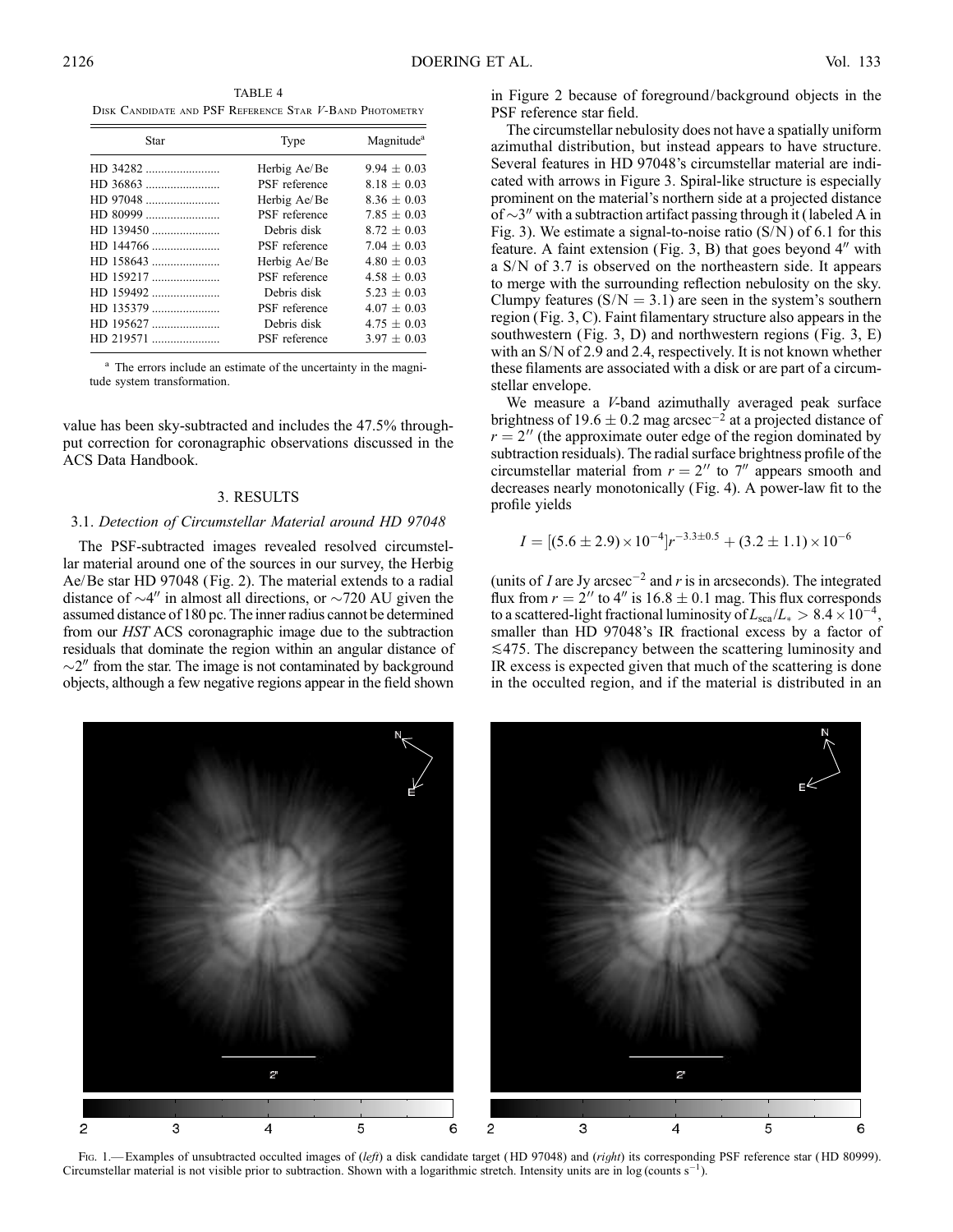TABLE 4

Disk Candidate and PSF Reference Star V-Band Photometry

| Star | Type | Magnitude[a] |
| --- | --- | --- |
| HD 34282 | Herbig Ae/Be | 9.94 ± 0.03 |
| HD 36863 | PSF reference | 8.18 ± 0.03 |
| HD 97048 | Herbig Ae/Be | 8.36 ± 0.03 |
| HD 80999 | PSF reference | 7.85 ± 0.03 |
| HD 139450 | Debris disk | 8.72 ± 0.03 |
| HD 144766 | PSF reference | 7.04 ± 0.03 |
| HD 158643 | Herbig Ae/Be | 4.80 ± 0.03 |
| HD 159217 | PSF reference | 4.58 ± 0.03 |
| HD 159492 | Debris disk | 5.23 ± 0.03 |
| HD 135379 | PSF reference | 4.07 ± 0.03 |
| HD 195627 | Debris disk | 4.75 ± 0.03 |
| HD 219571 | PSF reference | 3.97 ± 0.03 |

[a] The errors include an estimate of the uncertainty in the magnitude system transformation.

value has been sky-subtracted and includes the 47.5% throughput correction for coronagraphic observations discussed in the ACS Data Handbook.

## 3. RESULTS

### 3.1. Detection of Circumstellar Material around HD 97048

The PSF-subtracted images revealed resolved circumstellar material around one of the sources in our survey, the Herbig Ae/Be star HD 97048 (Fig. 2). The material extends to a radial distance of ~4″ in almost all directions, or ~720 AU given the assumed distance of 180 pc. The inner radius cannot be determined from our *HST* ACS coronagraphic image due to the subtraction residuals that dominate the region within an angular distance of ~2″ from the star. The image is not contaminated by background objects, although a few negative regions appear in the field shown in Figure 2 because of foreground/background objects in the PSF reference star field.

The circumstellar nebulosity does not have a spatially uniform azimuthal distribution, but instead appears to have structure. Several features in HD 97048's circumstellar material are indicated with arrows in Figure 3. Spiral-like structure is especially prominent on the material's northern side at a projected distance of ~3″ with a subtraction artifact passing through it (labeled A in Fig. 3). We estimate a signal-to-noise ratio (S/N) of 6.1 for this feature. A faint extension (Fig. 3, B) that goes beyond 4″ with a S/N of 3.7 is observed on the northeastern side. It appears to merge with the surrounding reflection nebulosity on the sky. Clumpy features (S/N = 3.1) are seen in the system's southern region (Fig. 3, C). Faint filamentary structure also appears in the southwestern (Fig. 3, D) and northwestern regions (Fig. 3, E) with an S/N of 2.9 and 2.4, respectively. It is not known whether these filaments are associated with a disk or are part of a circumstellar envelope.

We measure a *V*-band azimuthally averaged peak surface brightness of 19.6 ± 0.2 mag arcsec$^{-2}$ at a projected distance of $r = 2''$ (the approximate outer edge of the region dominated by subtraction residuals). The radial surface brightness profile of the circumstellar material from $r = 2''$ to $7''$ appears smooth and decreases nearly monotonically (Fig. 4). A power-law fit to the profile yields

$$I = [(5.6 \pm 2.9) \times 10^{-4}] r^{-3.3 \pm 0.5} + (3.2 \pm 1.1) \times 10^{-6}$$

(units of $I$ are Jy arcsec$^{-2}$ and $r$ is in arcseconds). The integrated flux from $r = 2''$ to $4''$ is 16.8 ± 0.1 mag. This flux corresponds to a scattered-light fractional luminosity of $L_{sca}/L_* > 8.4 \times 10^{-4}$, smaller than HD 97048's IR fractional excess by a factor of $\lesssim 475$. The discrepancy between the scattering luminosity and IR excess is expected given that much of the scattering is done in the occulted region, and if the material is distributed in an

Fig. 1.— Examples of unsubtracted occulted images of (*left*) a disk candidate target (HD 97048) and (*right*) its corresponding PSF reference star (HD 80999). Circumstellar material is not visible prior to subtraction. Shown with a logarithmic stretch. Intensity units are in log (counts s$^{-1}$).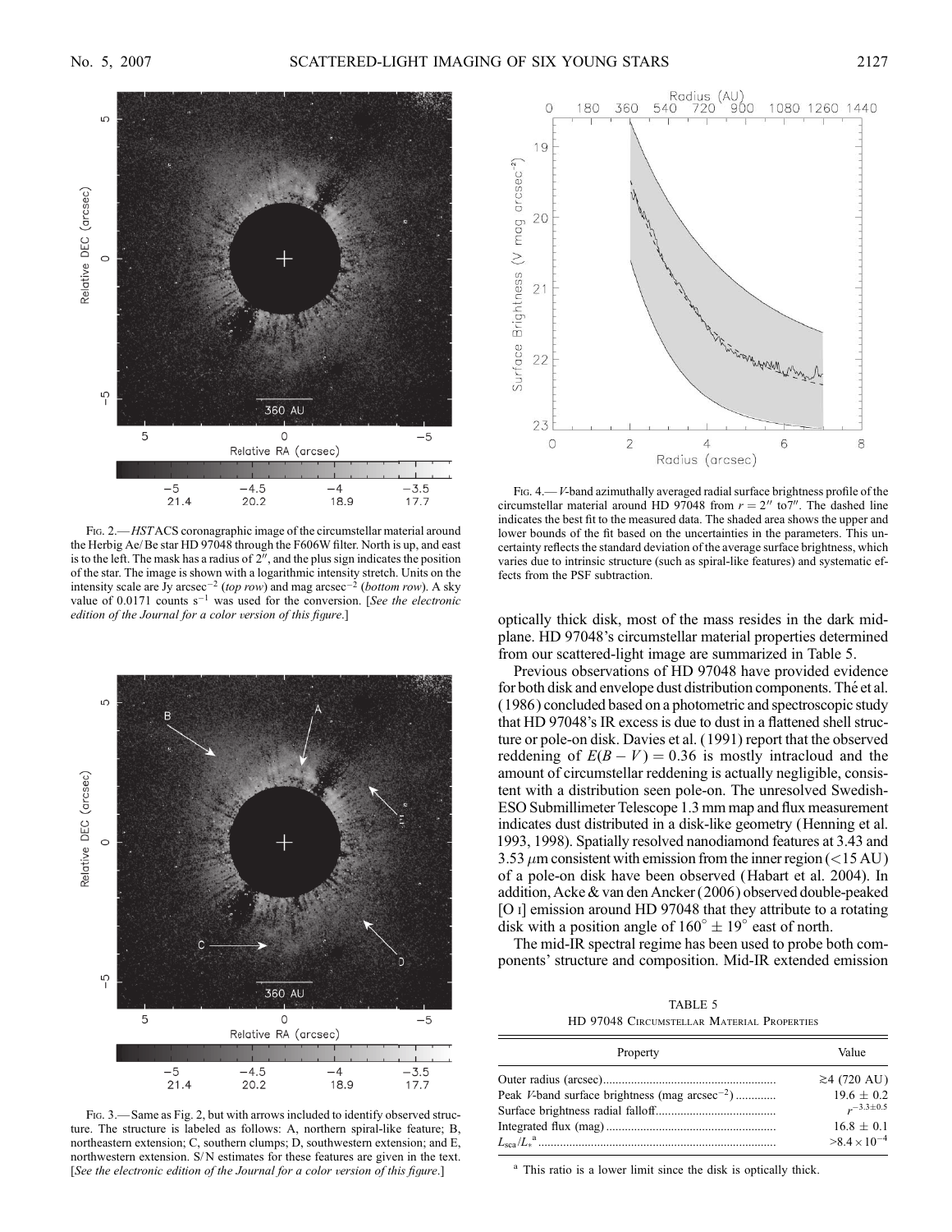Fig. 2.— *HST* ACS coronagraphic image of the circumstellar material around the Herbig Ae/Be star HD 97048 through the F606W filter. North is up, and east is to the left. The mask has a radius of 2″, and the plus sign indicates the position of the star. The image is shown with a logarithmic intensity stretch. Units on the intensity scale are Jy arcsec$^{-2}$ (*top row*) and mag arcsec$^{-2}$ (*bottom row*). A sky value of 0.0171 counts s$^{-1}$ was used for the conversion. [*See the electronic edition of the Journal for a color version of this figure*.]

Fig. 3.— Same as Fig. 2, but with arrows included to identify observed structure. The structure is labeled as follows: A, northern spiral-like feature; B, northeastern extension; C, southern clumps; D, southwestern extension; and E, northwestern extension. S/N estimates for these features are given in the text. [*See the electronic edition of the Journal for a color version of this figure*.]

Fig. 4.— *V*-band azimuthally averaged radial surface brightness profile of the circumstellar material around HD 97048 from $r = 2''$ to $7''$. The dashed line indicates the best fit to the measured data. The shaded area shows the upper and lower bounds of the fit based on the uncertainties in the parameters. This uncertainty reflects the standard deviation of the average surface brightness, which varies due to intrinsic structure (such as spiral-like features) and systematic effects from the PSF subtraction.

optically thick disk, most of the mass resides in the dark midplane. HD 97048's circumstellar material properties determined from our scattered-light image are summarized in Table 5.

Previous observations of HD 97048 have provided evidence for both disk and envelope dust distribution components. Thé et al. (1986) concluded based on a photometric and spectroscopic study that HD 97048's IR excess is due to dust in a flattened shell structure or pole-on disk. Davies et al. (1991) report that the observed reddening of $E(B-V) = 0.36$ is mostly intracloud and the amount of circumstellar reddening is actually negligible, consistent with a distribution seen pole-on. The unresolved Swedish-ESO Submillimeter Telescope 1.3 mm map and flux measurement indicates dust distributed in a disk-like geometry (Henning et al. 1993, 1998). Spatially resolved nanodiamond features at 3.43 and 3.53 $\mu$m consistent with emission from the inner region (<15 AU) of a pole-on disk have been observed (Habart et al. 2004). In addition, Acke & van den Ancker (2006) observed double-peaked [O I] emission around HD 97048 that they attribute to a rotating disk with a position angle of $160° \pm 19°$ east of north.

The mid-IR spectral regime has been used to probe both components' structure and composition. Mid-IR extended emission

TABLE 5

HD 97048 Circumstellar Material Properties

| Property | Value |
|---|---|
| Outer radius (arcsec) | ≳4 (720 AU) |
| Peak *V*-band surface brightness (mag arcsec$^{-2}$) | 19.6 ± 0.2 |
| Surface brightness radial falloff | $r^{-3.3\pm0.5}$ |
| Integrated flux (mag) | 16.8 ± 0.1 |
| $L_{\rm sca}/L_*$ [a] | $>8.4 \times 10^{-4}$ |

[a] This ratio is a lower limit since the disk is optically thick.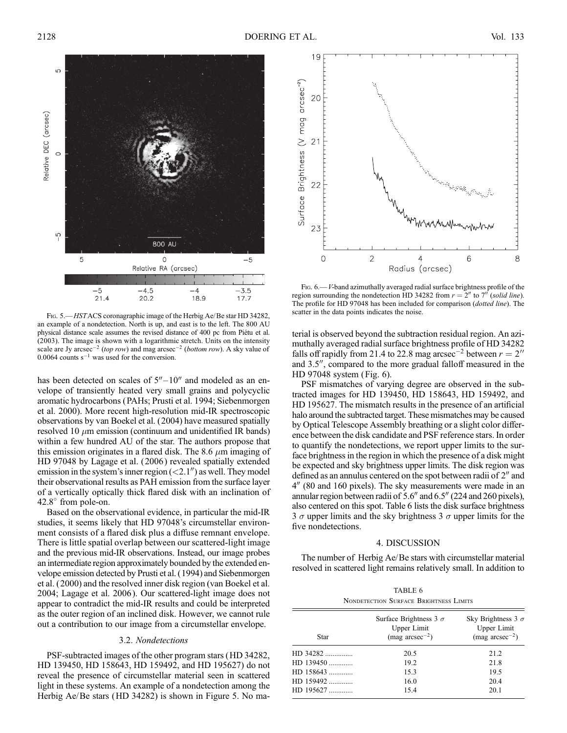Fig. 5.— *HST* ACS coronagraphic image of the Herbig Ae/Be star HD 34282, an example of a nondetection. North is up, and east is to the left. The 800 AU physical distance scale assumes the revised distance of 400 pc from Piétu et al. (2003). The image is shown with a logarithmic stretch. Units on the intensity scale are Jy arcsec$^{-2}$ (*top row*) and mag arcsec$^{-2}$ (*bottom row*). A sky value of 0.0064 counts s$^{-1}$ was used for the conversion.

Fig. 6.— *V*-band azimuthally averaged radial surface brightness profile of the region surrounding the nondetection HD 34282 from $r = 2''$ to $7''$ (*solid line*). The profile for HD 97048 has been included for comparison (*dotted line*). The scatter in the data points indicates the noise.

has been detected on scales of $5''$–$10''$ and modeled as an envelope of transiently heated very small grains and polycyclic aromatic hydrocarbons (PAHs; Prusti et al. 1994; Siebenmorgen et al. 2000). More recent high-resolution mid-IR spectroscopic observations by van Boekel et al. (2004) have measured spatially resolved 10 $\mu$m emission (continuum and unidentified IR bands) within a few hundred AU of the star. The authors propose that this emission originates in a flared disk. The 8.6 $\mu$m imaging of HD 97048 by Lagage et al. (2006) revealed spatially extended emission in the system's inner region ($<2.1''$) as well. They model their observational results as PAH emission from the surface layer of a vertically optically thick flared disk with an inclination of 42.8° from pole-on.

Based on the observational evidence, in particular the mid-IR studies, it seems likely that HD 97048's circumstellar environment consists of a flared disk plus a diffuse remnant envelope. There is little spatial overlap between our scattered-light image and the previous mid-IR observations. Instead, our image probes an intermediate region approximately bounded by the extended envelope emission detected by Prusti et al. (1994) and Siebenmorgen et al. (2000) and the resolved inner disk region (van Boekel et al. 2004; Lagage et al. 2006). Our scattered-light image does not appear to contradict the mid-IR results and could be interpreted as the outer region of an inclined disk. However, we cannot rule out a contribution to our image from a circumstellar envelope.

### 3.2. *Nondetections*

PSF-subtracted images of the other program stars (HD 34282, HD 139450, HD 158643, HD 159492, and HD 195627) do not reveal the presence of circumstellar material seen in scattered light in these systems. An example of a nondetection among the Herbig Ae/Be stars (HD 34282) is shown in Figure 5. No material is observed beyond the subtraction residual region. An azimuthally averaged radial surface brightness profile of HD 34282 falls off rapidly from 21.4 to 22.8 mag arcsec$^{-2}$ between $r = 2''$ and $3.5''$, compared to the more gradual falloff measured in the HD 97048 system (Fig. 6).

PSF mismatches of varying degree are observed in the subtracted images for HD 139450, HD 158643, HD 159492, and HD 195627. The mismatch results in the presence of an artificial halo around the subtracted target. These mismatches may be caused by Optical Telescope Assembly breathing or a slight color difference between the disk candidate and PSF reference stars. In order to quantify the nondetections, we report upper limits to the surface brightness in the region in which the presence of a disk might be expected and sky brightness upper limits. The disk region was defined as an annulus centered on the spot between radii of $2''$ and $4''$ (80 and 160 pixels). The sky measurements were made in an annular region between radii of $5.6''$ and $6.5''$ (224 and 260 pixels), also centered on this spot. Table 6 lists the disk surface brightness 3 $\sigma$ upper limits and the sky brightness 3 $\sigma$ upper limits for the five nondetections.

## 4. DISCUSSION

The number of Herbig Ae/Be stars with circumstellar material resolved in scattered light remains relatively small. In addition to

TABLE 6

Nondetection Surface Brightness Limits

| Star | Surface Brightness 3 $\sigma$ Upper Limit (mag arcsec$^{-2}$) | Sky Brightness 3 $\sigma$ Upper Limit (mag arcsec$^{-2}$) |
|---|---|---|
| HD 34282 | 20.5 | 21.2 |
| HD 139450 | 19.2 | 21.8 |
| HD 158643 | 15.3 | 19.5 |
| HD 159492 | 16.0 | 20.4 |
| HD 195627 | 15.4 | 20.1 |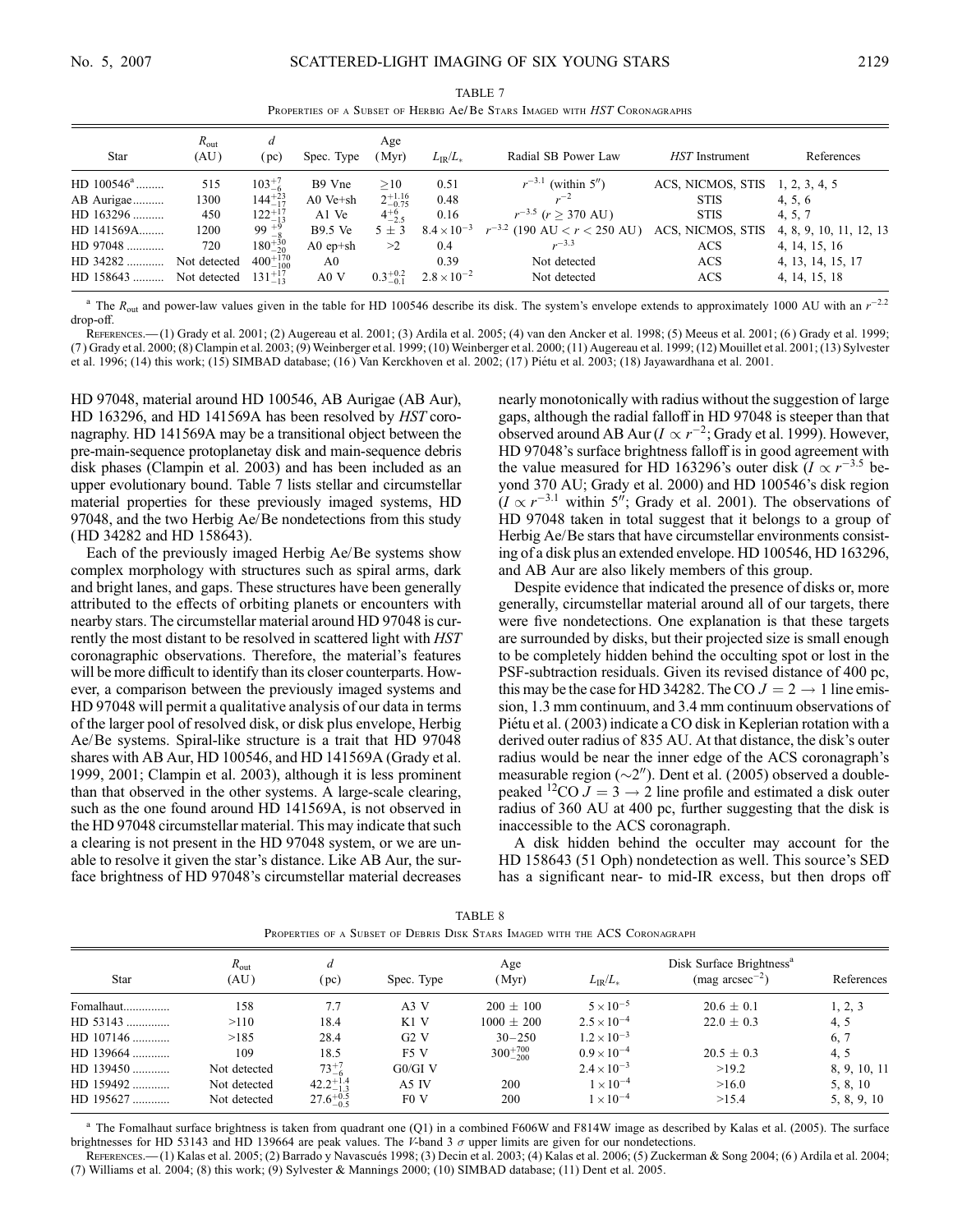TABLE 7

Properties of a Subset of Herbig Ae/Be Stars Imaged with *HST* Coronagraphs

| Star | $R_{out}$ (AU) | $d$ (pc) | Spec. Type | Age (Myr) | $L_{IR}/L_*$ | Radial SB Power Law | *HST* Instrument | References |
|---|---|---|---|---|---|---|---|---|
| HD 100546[a] ......... | 515 | $103^{+7}_{-6}$ | B9 Vne | $\geq 10$ | 0.51 | $r^{-3.1}$ (within 5″) | ACS, NICMOS, STIS | 1, 2, 3, 4, 5 |
| AB Aurigae.......... | 1300 | $144^{+23}_{-17}$ | A0 Ve+sh | $2^{+1.16}_{-0.75}$ | 0.48 | $r^{-2}$ | STIS | 4, 5, 6 |
| HD 163296 .......... | 450 | $122^{+17}_{-13}$ | A1 Ve | $4^{+6}_{-2.5}$ | 0.16 | $r^{-3.5}$ ($r \geq 370$ AU) | STIS | 4, 5, 7 |
| HD 141569A........ | 1200 | $99^{+9}_{-8}$ | B9.5 Ve | $5 \pm 3$ | $8.4 \times 10^{-3}$ | $r^{-3.2}$ (190 AU $< r <$ 250 AU) | ACS, NICMOS, STIS | 4, 8, 9, 10, 11, 12, 13 |
| HD 97048 ............ | 720 | $180^{+30}_{-20}$ | A0 ep+sh | $>2$ | 0.4 | $r^{-3.3}$ | ACS | 4, 14, 15, 16 |
| HD 34282 ............ | Not detected | $400^{+170}_{-100}$ | A0 | | 0.39 | Not detected | ACS | 4, 13, 14, 15, 17 |
| HD 158643 .......... | Not detected | $131^{+17}_{-13}$ | A0 V | $0.3^{+0.2}_{-0.1}$ | $2.8 \times 10^{-2}$ | Not detected | ACS | 4, 14, 15, 18 |

[a] The $R_{out}$ and power-law values given in the table for HD 100546 describe its disk. The system's envelope extends to approximately 1000 AU with an $r^{-2.2}$ drop-off.

References.— (1) Grady et al. 2001; (2) Augereau et al. 2001; (3) Ardila et al. 2005; (4) van den Ancker et al. 1998; (5) Meeus et al. 2001; (6) Grady et al. 1999; (7) Grady et al. 2000; (8) Clampin et al. 2003; (9) Weinberger et al. 1999; (10) Weinberger et al. 2000; (11) Augereau et al. 1999; (12) Mouillet et al. 2001; (13) Sylvester et al. 1996; (14) this work; (15) SIMBAD database; (16) Van Kerckhoven et al. 2002; (17) Piétu et al. 2003; (18) Jayawardhana et al. 2001.

HD 97048, material around HD 100546, AB Aurigae (AB Aur), HD 163296, and HD 141569A has been resolved by *HST* coronagraphy. HD 141569A may be a transitional object between the pre-main-sequence protoplanetay disk and main-sequence debris disk phases (Clampin et al. 2003) and has been included as an upper evolutionary bound. Table 7 lists stellar and circumstellar material properties for these previously imaged systems, HD 97048, and the two Herbig Ae/Be nondetections from this study (HD 34282 and HD 158643).

Each of the previously imaged Herbig Ae/Be systems show complex morphology with structures such as spiral arms, dark and bright lanes, and gaps. These structures have been generally attributed to the effects of orbiting planets or encounters with nearby stars. The circumstellar material around HD 97048 is currently the most distant to be resolved in scattered light with *HST* coronagraphic observations. Therefore, the material's features will be more difficult to identify than its closer counterparts. However, a comparison between the previously imaged systems and HD 97048 will permit a qualitative analysis of our data in terms of the larger pool of resolved disk, or disk plus envelope, Herbig Ae/Be systems. Spiral-like structure is a trait that HD 97048 shares with AB Aur, HD 100546, and HD 141569A (Grady et al. 1999, 2001; Clampin et al. 2003), although it is less prominent than that observed in the other systems. A large-scale clearing, such as the one found around HD 141569A, is not observed in the HD 97048 circumstellar material. This may indicate that such a clearing is not present in the HD 97048 system, or we are unable to resolve it given the star's distance. Like AB Aur, the surface brightness of HD 97048's circumstellar material decreases nearly monotonically with radius without the suggestion of large gaps, although the radial falloff in HD 97048 is steeper than that observed around AB Aur ($I \propto r^{-2}$; Grady et al. 1999). However, HD 97048's surface brightness falloff is in good agreement with the value measured for HD 163296's outer disk ($I \propto r^{-3.5}$ beyond 370 AU; Grady et al. 2000) and HD 100546's disk region ($I \propto r^{-3.1}$ within 5″; Grady et al. 2001). The observations of HD 97048 taken in total suggest that it belongs to a group of Herbig Ae/Be stars that have circumstellar environments consisting of a disk plus an extended envelope. HD 100546, HD 163296, and AB Aur are also likely members of this group.

Despite evidence that indicated the presence of disks or, more generally, circumstellar material around all of our targets, there were five nondetections. One explanation is that these targets are surrounded by disks, but their projected size is small enough to be completely hidden behind the occulting spot or lost in the PSF-subtraction residuals. Given its revised distance of 400 pc, this may be the case for HD 34282. The CO $J = 2 \rightarrow 1$ line emission, 1.3 mm continuum, and 3.4 mm continuum observations of Piétu et al. (2003) indicate a CO disk in Keplerian rotation with a derived outer radius of 835 AU. At that distance, the disk's outer radius would be near the inner edge of the ACS coronagraph's measurable region (~2″). Dent et al. (2005) observed a double-peaked $^{12}$CO $J = 3 \rightarrow 2$ line profile and estimated a disk outer radius of 360 AU at 400 pc, further suggesting that the disk is inaccessible to the ACS coronagraph.

A disk hidden behind the occulter may account for the HD 158643 (51 Oph) nondetection as well. This source's SED has a significant near- to mid-IR excess, but then drops off

TABLE 8

Properties of a Subset of Debris Disk Stars Imaged with the ACS Coronagraph

| Star | $R_{out}$ (AU) | $d$ (pc) | Spec. Type | Age (Myr) | $L_{IR}/L_*$ | Disk Surface Brightness[a] (mag arcsec$^{-2}$) | References |
|---|---|---|---|---|---|---|---|
| Fomalhaut.............. | 158 | 7.7 | A3 V | $200 \pm 100$ | $5 \times 10^{-5}$ | $20.6 \pm 0.1$ | 1, 2, 3 |
| HD 53143 ............. | >110 | 18.4 | K1 V | $1000 \pm 200$ | $2.5 \times 10^{-4}$ | $22.0 \pm 0.3$ | 4, 5 |
| HD 107146 ........... | >185 | 28.4 | G2 V | 30–250 | $1.2 \times 10^{-3}$ | | 6, 7 |
| HD 139664 ........... | 109 | 18.5 | F5 V | $300^{+700}_{-200}$ | $0.9 \times 10^{-4}$ | $20.5 \pm 0.3$ | 4, 5 |
| HD 139450 ........... | Not detected | $73^{+7}_{-6}$ | G0/GI V | | $2.4 \times 10^{-3}$ | >19.2 | 8, 9, 10, 11 |
| HD 159492 ........... | Not detected | $42.2^{+1.4}_{-1.3}$ | A5 IV | 200 | $1 \times 10^{-4}$ | >16.0 | 5, 8, 10 |
| HD 195627 ........... | Not detected | $27.6^{+0.5}_{-0.5}$ | F0 V | 200 | $1 \times 10^{-4}$ | >15.4 | 5, 8, 9, 10 |

[a] The Fomalhaut surface brightness is taken from quadrant one (Q1) in a combined F606W and F814W image as described by Kalas et al. (2005). The surface brightnesses for HD 53143 and HD 139664 are peak values. The V-band 3 σ upper limits are given for our nondetections.

References.— (1) Kalas et al. 2005; (2) Barrado y Navascués 1998; (3) Decin et al. 2003; (4) Kalas et al. 2006; (5) Zuckerman & Song 2004; (6) Ardila et al. 2004; (7) Williams et al. 2004; (8) this work; (9) Sylvester & Mannings 2000; (10) SIMBAD database; (11) Dent et al. 2005.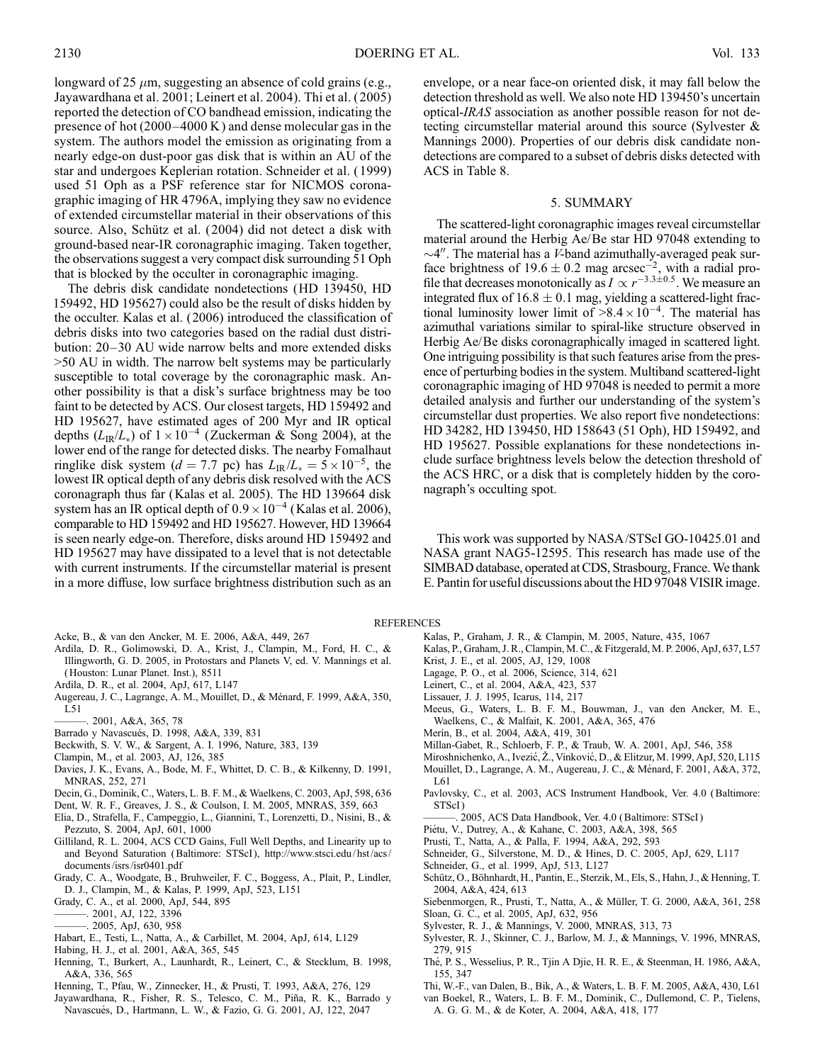longward of 25 $\mu$m, suggesting an absence of cold grains (e.g., Jayawardhana et al. 2001; Leinert et al. 2004). Thi et al. (2005) reported the detection of CO bandhead emission, indicating the presence of hot (2000–4000 K) and dense molecular gas in the system. The authors model the emission as originating from a nearly edge-on dust-poor gas disk that is within an AU of the star and undergoes Keplerian rotation. Schneider et al. (1999) used 51 Oph as a PSF reference star for NICMOS coronagraphic imaging of HR 4796A, implying they saw no evidence of extended circumstellar material in their observations of this source. Also, Schütz et al. (2004) did not detect a disk with ground-based near-IR coronagraphic imaging. Taken together, the observations suggest a very compact disk surrounding 51 Oph that is blocked by the occulter in coronagraphic imaging.

The debris disk candidate nondetections (HD 139450, HD 159492, HD 195627) could also be the result of disks hidden by the occulter. Kalas et al. (2006) introduced the classification of debris disks into two categories based on the radial dust distribution: 20–30 AU wide narrow belts and more extended disks >50 AU in width. The narrow belt systems may be particularly susceptible to total coverage by the coronagraphic mask. Another possibility is that a disk's surface brightness may be too faint to be detected by ACS. Our closest targets, HD 159492 and HD 195627, have estimated ages of 200 Myr and IR optical depths ($L_{\rm IR}/L_*$) of $1 \times 10^{-4}$ (Zuckerman & Song 2004), at the lower end of the range for detected disks. The nearby Fomalhaut ringlike disk system ($d = 7.7$ pc) has $L_{\rm IR}/L_* = 5 \times 10^{-5}$, the lowest IR optical depth of any debris disk resolved with the ACS coronagraph thus far (Kalas et al. 2005). The HD 139664 disk system has an IR optical depth of $0.9 \times 10^{-4}$ (Kalas et al. 2006), comparable to HD 159492 and HD 195627. However, HD 139664 is seen nearly edge-on. Therefore, disks around HD 159492 and HD 195627 may have dissipated to a level that is not detectable with current instruments. If the circumstellar material is present in a more diffuse, low surface brightness distribution such as an envelope, or a near face-on oriented disk, it may fall below the detection threshold as well. We also note HD 139450's uncertain optical-*IRAS* association as another possible reason for not detecting circumstellar material around this source (Sylvester & Mannings 2000). Properties of our debris disk candidate nondetections are compared to a subset of debris disks detected with ACS in Table 8.

## 5. SUMMARY

The scattered-light coronagraphic images reveal circumstellar material around the Herbig Ae/Be star HD 97048 extending to $\sim$4″. The material has a *V*-band azimuthally-averaged peak surface brightness of $19.6 \pm 0.2$ mag arcsec$^{-2}$, with a radial profile that decreases monotonically as $I \propto r^{-3.3 \pm 0.5}$. We measure an integrated flux of $16.8 \pm 0.1$ mag, yielding a scattered-light fractional luminosity lower limit of $>8.4 \times 10^{-4}$. The material has azimuthal variations similar to spiral-like structure observed in Herbig Ae/Be disks coronagraphically imaged in scattered light. One intriguing possibility is that such features arise from the presence of perturbing bodies in the system. Multiband scattered-light coronagraphic imaging of HD 97048 is needed to permit a more detailed analysis and further our understanding of the system's circumstellar dust properties. We also report five nondetections: HD 34282, HD 139450, HD 158643 (51 Oph), HD 159492, and HD 195627. Possible explanations for these nondetections include surface brightness levels below the detection threshold of the ACS HRC, or a disk that is completely hidden by the coronagraph's occulting spot.

This work was supported by NASA/STScI GO-10425.01 and NASA grant NAG5-12595. This research has made use of the SIMBAD database, operated at CDS, Strasbourg, France. We thank E. Pantin for useful discussions about the HD 97048 VISIR image.

## REFERENCES

Acke, B., & van den Ancker, M. E. 2006, A&A, 449, 267
Ardila, D. R., Golimowski, D. A., Krist, J., Clampin, M., Ford, H. C., & Illingworth, G. D. 2005, in Protostars and Planets V, ed. V. Mannings et al. (Houston: Lunar Planet. Inst.), 8511
Ardila, D. R., et al. 2004, ApJ, 617, L147
Augereau, J. C., Lagrange, A. M., Mouillet, D., & Ménard, F. 1999, A&A, 350, L51
———. 2001, A&A, 365, 78
Barrado y Navascués, D. 1998, A&A, 339, 831
Beckwith, S. V. W., & Sargent, A. I. 1996, Nature, 383, 139
Clampin, M., et al. 2003, AJ, 126, 385
Davies, J. K., Evans, A., Bode, M. F., Whittet, D. C. B., & Kilkenny, D. 1991, MNRAS, 252, 271
Decin, G., Dominik, C., Waters, L. B. F. M., & Waelkens, C. 2003, ApJ, 598, 636
Dent, W. R. F., Greaves, J. S., & Coulson, I. M. 2005, MNRAS, 359, 663
Elia, D., Strafella, F., Campeggio, L., Giannini, T., Lorenzetti, D., Nisini, B., & Pezzuto, S. 2004, ApJ, 601, 1000
Gilliland, R. L. 2004, ACS CCD Gains, Full Well Depths, and Linearity up to and Beyond Saturation (Baltimore: STScI), http://www.stsci.edu/hst/acs/documents/isrs/isr0401.pdf
Grady, C. A., Woodgate, B., Bruhweiler, F. C., Boggess, A., Plait, P., Lindler, D. J., Clampin, M., & Kalas, P. 1999, ApJ, 523, L151
Grady, C. A., et al. 2000, ApJ, 544, 895
———. 2001, AJ, 122, 3396
———. 2005, ApJ, 630, 958
Habart, E., Testi, L., Natta, A., & Carbillet, M. 2004, ApJ, 614, L129
Habing, H. J., et al. 2001, A&A, 365, 545
Henning, T., Burkert, A., Launhardt, R., Leinert, C., & Stecklum, B. 1998, A&A, 336, 565
Henning, T., Pfau, W., Zinnecker, H., & Prusti, T. 1993, A&A, 276, 129
Jayawardhana, R., Fisher, R. S., Telesco, C. M., Piña, R. K., Barrado y Navascués, D., Hartmann, L. W., & Fazio, G. G. 2001, AJ, 122, 2047
Kalas, P., Graham, J. R., & Clampin, M. 2005, Nature, 435, 1067
Kalas, P., Graham, J. R., Clampin, M. C., & Fitzgerald, M. P. 2006, ApJ, 637, L57
Krist, J. E., et al. 2005, AJ, 129, 1008
Lagage, P. O., et al. 2006, Science, 314, 621
Leinert, C., et al. 2004, A&A, 423, 537
Lissauer, J. J. 1995, Icarus, 114, 217
Meeus, G., Waters, L. B. F. M., Bouwman, J., van den Ancker, M. E., Waelkens, C., & Malfait, K. 2001, A&A, 365, 476
Merín, B., et al. 2004, A&A, 419, 301
Millan-Gabet, R., Schloerb, F. P., & Traub, W. A. 2001, ApJ, 546, 358
Miroshnichenko, A., Ivezić, Ž., Vinković, D., & Elitzur, M. 1999, ApJ, 520, L115
Mouillet, D., Lagrange, A. M., Augereau, J. C., & Ménard, F. 2001, A&A, 372, L61
Pavlovsky, C., et al. 2003, ACS Instrument Handbook, Ver. 4.0 (Baltimore: STScI)
———. 2005, ACS Data Handbook, Ver. 4.0 (Baltimore: STScI)
Piétu, V., Dutrey, A., & Kahane, C. 2003, A&A, 398, 565
Prusti, T., Natta, A., & Palla, F. 1994, A&A, 292, 593
Schneider, G., Silverstone, M. D., & Hines, D. C. 2005, ApJ, 629, L117
Schneider, G., et al. 1999, ApJ, 513, L127
Schütz, O., Böhnhardt, H., Pantin, E., Sterzik, M., Els, S., Hahn, J., & Henning, T. 2004, A&A, 424, 613
Siebenmorgen, R., Prusti, T., Natta, A., & Müller, T. G. 2000, A&A, 361, 258
Sloan, G. C., et al. 2005, ApJ, 632, 956
Sylvester, R. J., & Mannings, V. 2000, MNRAS, 313, 73
Sylvester, R. J., Skinner, C. J., Barlow, M. J., & Mannings, V. 1996, MNRAS, 279, 915
Thé, P. S., Wesselius, P. R., Tjin A Djie, H. R. E., & Steenman, H. 1986, A&A, 155, 347
Thi, W.-F., van Dalen, B., Bik, A., & Waters, L. B. F. M. 2005, A&A, 430, L61
van Boekel, R., Waters, L. B. F. M., Dominik, C., Dullemond, C. P., Tielens, A. G. G. M., & de Koter, A. 2004, A&A, 418, 177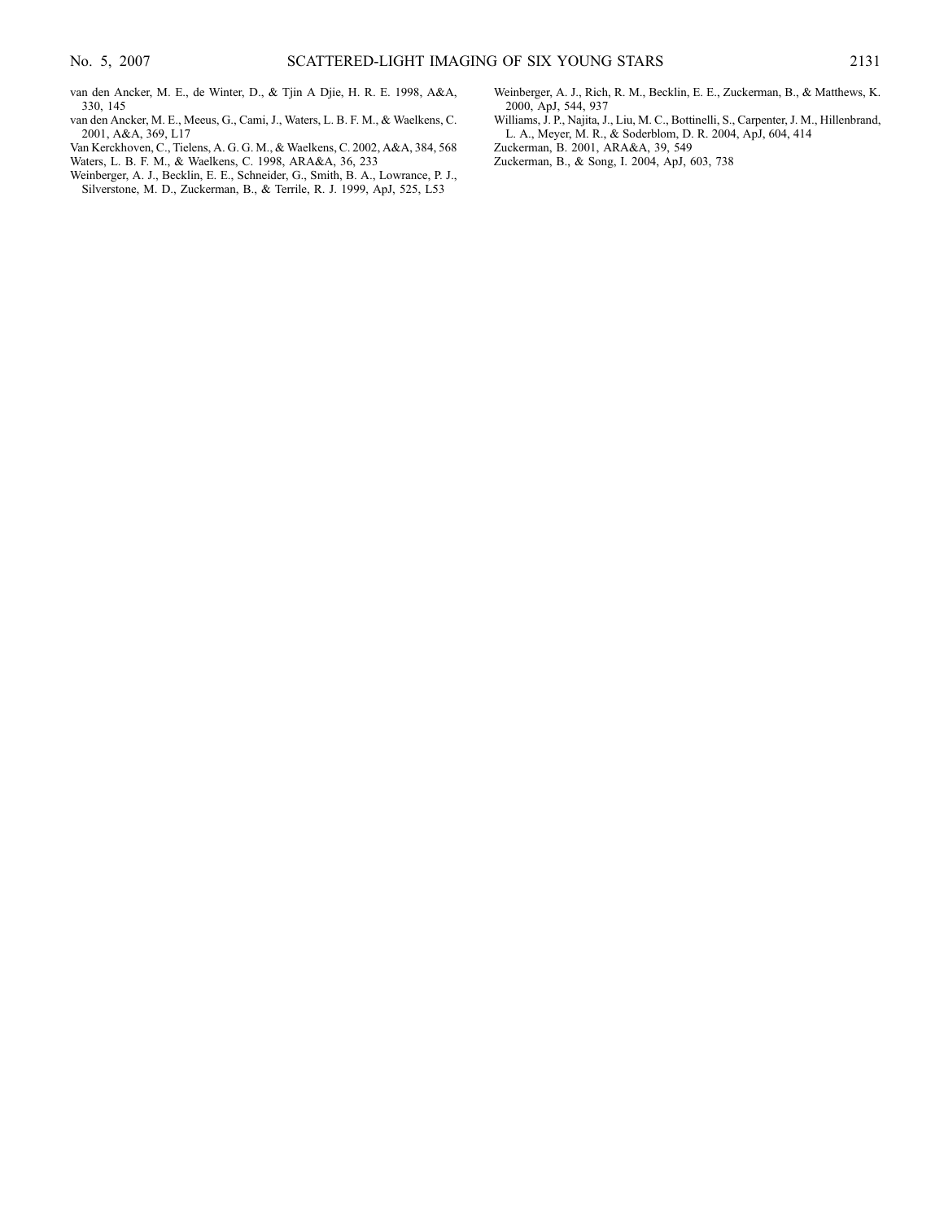van den Ancker, M. E., de Winter, D., & Tjin A Djie, H. R. E. 1998, A&A, 330, 145

van den Ancker, M. E., Meeus, G., Cami, J., Waters, L. B. F. M., & Waelkens, C. 2001, A&A, 369, L17

Van Kerckhoven, C., Tielens, A. G. G. M., & Waelkens, C. 2002, A&A, 384, 568

Waters, L. B. F. M., & Waelkens, C. 1998, ARA&A, 36, 233

Weinberger, A. J., Becklin, E. E., Schneider, G., Smith, B. A., Lowrance, P. J., Silverstone, M. D., Zuckerman, B., & Terrile, R. J. 1999, ApJ, 525, L53

Weinberger, A. J., Rich, R. M., Becklin, E. E., Zuckerman, B., & Matthews, K. 2000, ApJ, 544, 937

Williams, J. P., Najita, J., Liu, M. C., Bottinelli, S., Carpenter, J. M., Hillenbrand, L. A., Meyer, M. R., & Soderblom, D. R. 2004, ApJ, 604, 414

Zuckerman, B. 2001, ARA&A, 39, 549

Zuckerman, B., & Song, I. 2004, ApJ, 603, 738